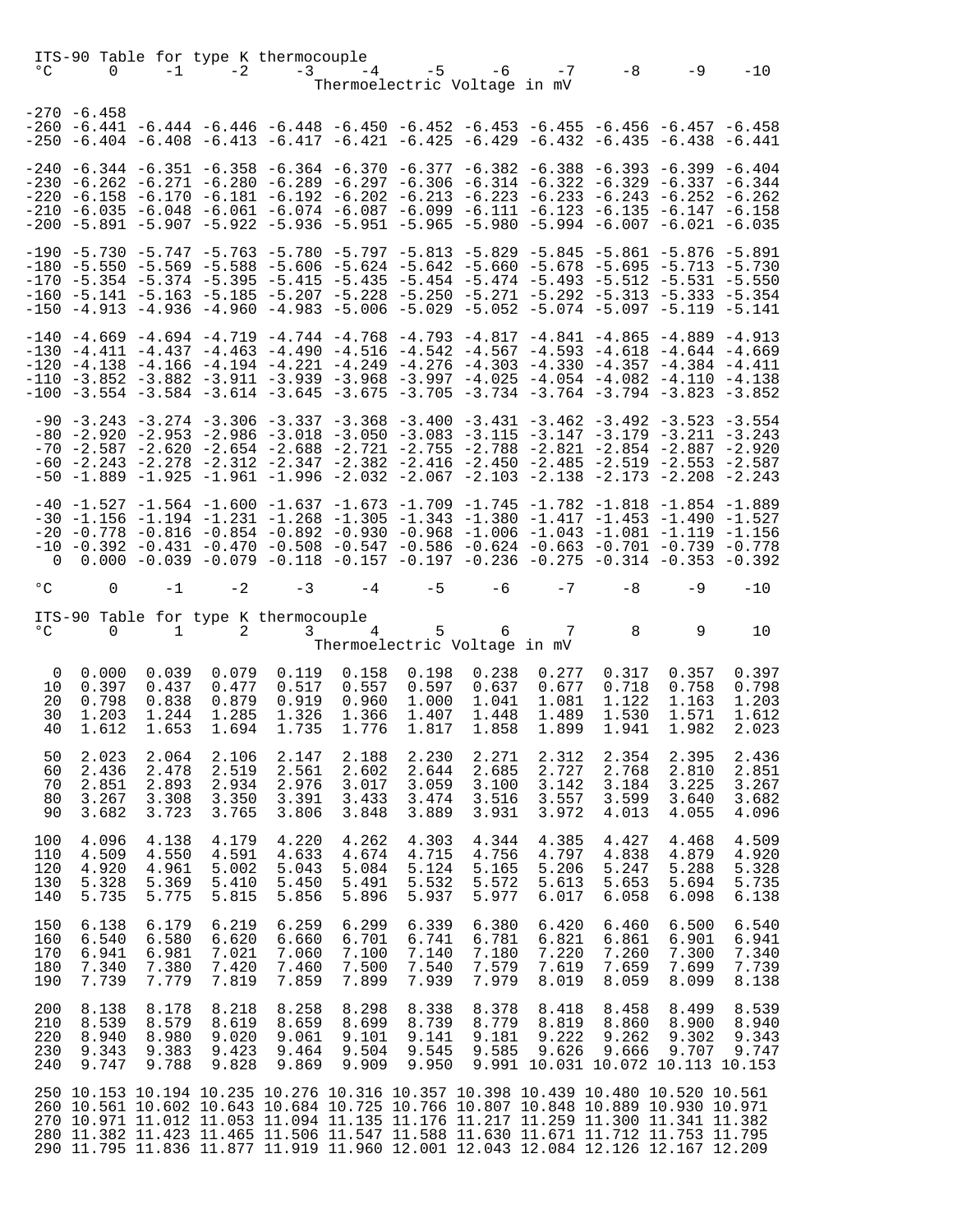ITS-90 Table for type K thermocouple

Thermoelectric Voltage in mV

| °C | 0 | -1 | -2 | -3 | -4 | -5 | -6 | -7 | -8 | -9 | -10 |
|---|---|---|---|---|---|---|---|---|---|---|---|
| -270 | -6.458 | | | | | | | | | | |
| -260 | -6.441 | -6.444 | -6.446 | -6.448 | -6.450 | -6.452 | -6.453 | -6.455 | -6.456 | -6.457 | -6.458 |
| -250 | -6.404 | -6.408 | -6.413 | -6.417 | -6.421 | -6.425 | -6.429 | -6.432 | -6.435 | -6.438 | -6.441 |
| -240 | -6.344 | -6.351 | -6.358 | -6.364 | -6.370 | -6.377 | -6.382 | -6.388 | -6.393 | -6.399 | -6.404 |
| -230 | -6.262 | -6.271 | -6.280 | -6.289 | -6.297 | -6.306 | -6.314 | -6.322 | -6.329 | -6.337 | -6.344 |
| -220 | -6.158 | -6.170 | -6.181 | -6.192 | -6.202 | -6.213 | -6.223 | -6.233 | -6.243 | -6.252 | -6.262 |
| -210 | -6.035 | -6.048 | -6.061 | -6.074 | -6.087 | -6.099 | -6.111 | -6.123 | -6.135 | -6.147 | -6.158 |
| -200 | -5.891 | -5.907 | -5.922 | -5.936 | -5.951 | -5.965 | -5.980 | -5.994 | -6.007 | -6.021 | -6.035 |
| -190 | -5.730 | -5.747 | -5.763 | -5.780 | -5.797 | -5.813 | -5.829 | -5.845 | -5.861 | -5.876 | -5.891 |
| -180 | -5.550 | -5.569 | -5.588 | -5.606 | -5.624 | -5.642 | -5.660 | -5.678 | -5.695 | -5.713 | -5.730 |
| -170 | -5.354 | -5.374 | -5.395 | -5.415 | -5.435 | -5.454 | -5.474 | -5.493 | -5.512 | -5.531 | -5.550 |
| -160 | -5.141 | -5.163 | -5.185 | -5.207 | -5.228 | -5.250 | -5.271 | -5.292 | -5.313 | -5.333 | -5.354 |
| -150 | -4.913 | -4.936 | -4.960 | -4.983 | -5.006 | -5.029 | -5.052 | -5.074 | -5.097 | -5.119 | -5.141 |
| -140 | -4.669 | -4.694 | -4.719 | -4.744 | -4.768 | -4.793 | -4.817 | -4.841 | -4.865 | -4.889 | -4.913 |
| -130 | -4.411 | -4.437 | -4.463 | -4.490 | -4.516 | -4.542 | -4.567 | -4.593 | -4.618 | -4.644 | -4.669 |
| -120 | -4.138 | -4.166 | -4.194 | -4.221 | -4.249 | -4.276 | -4.303 | -4.330 | -4.357 | -4.384 | -4.411 |
| -110 | -3.852 | -3.882 | -3.911 | -3.939 | -3.968 | -3.997 | -4.025 | -4.054 | -4.082 | -4.110 | -4.138 |
| -100 | -3.554 | -3.584 | -3.614 | -3.645 | -3.675 | -3.705 | -3.734 | -3.764 | -3.794 | -3.823 | -3.852 |
| -90 | -3.243 | -3.274 | -3.306 | -3.337 | -3.368 | -3.400 | -3.431 | -3.462 | -3.492 | -3.523 | -3.554 |
| -80 | -2.920 | -2.953 | -2.986 | -3.018 | -3.050 | -3.083 | -3.115 | -3.147 | -3.179 | -3.211 | -3.243 |
| -70 | -2.587 | -2.620 | -2.654 | -2.688 | -2.721 | -2.755 | -2.788 | -2.821 | -2.854 | -2.887 | -2.920 |
| -60 | -2.243 | -2.278 | -2.312 | -2.347 | -2.382 | -2.416 | -2.450 | -2.485 | -2.519 | -2.553 | -2.587 |
| -50 | -1.889 | -1.925 | -1.961 | -1.996 | -2.032 | -2.067 | -2.103 | -2.138 | -2.173 | -2.208 | -2.243 |
| -40 | -1.527 | -1.564 | -1.600 | -1.637 | -1.673 | -1.709 | -1.745 | -1.782 | -1.818 | -1.854 | -1.889 |
| -30 | -1.156 | -1.194 | -1.231 | -1.268 | -1.305 | -1.343 | -1.380 | -1.417 | -1.453 | -1.490 | -1.527 |
| -20 | -0.778 | -0.816 | -0.854 | -0.892 | -0.930 | -0.968 | -1.006 | -1.043 | -1.081 | -1.119 | -1.156 |
| -10 | -0.392 | -0.431 | -0.470 | -0.508 | -0.547 | -0.586 | -0.624 | -0.663 | -0.701 | -0.739 | -0.778 |
| 0 | 0.000 | -0.039 | -0.079 | -0.118 | -0.157 | -0.197 | -0.236 | -0.275 | -0.314 | -0.353 | -0.392 |
| °C | 0 | -1 | -2 | -3 | -4 | -5 | -6 | -7 | -8 | -9 | -10 |

ITS-90 Table for type K thermocouple

Thermoelectric Voltage in mV

| °C | 0 | 1 | 2 | 3 | 4 | 5 | 6 | 7 | 8 | 9 | 10 |
|---|---|---|---|---|---|---|---|---|---|---|---|
| 0 | 0.000 | 0.039 | 0.079 | 0.119 | 0.158 | 0.198 | 0.238 | 0.277 | 0.317 | 0.357 | 0.397 |
| 10 | 0.397 | 0.437 | 0.477 | 0.517 | 0.557 | 0.597 | 0.637 | 0.677 | 0.718 | 0.758 | 0.798 |
| 20 | 0.798 | 0.838 | 0.879 | 0.919 | 0.960 | 1.000 | 1.041 | 1.081 | 1.122 | 1.163 | 1.203 |
| 30 | 1.203 | 1.244 | 1.285 | 1.326 | 1.366 | 1.407 | 1.448 | 1.489 | 1.530 | 1.571 | 1.612 |
| 40 | 1.612 | 1.653 | 1.694 | 1.735 | 1.776 | 1.817 | 1.858 | 1.899 | 1.941 | 1.982 | 2.023 |
| 50 | 2.023 | 2.064 | 2.106 | 2.147 | 2.188 | 2.230 | 2.271 | 2.312 | 2.354 | 2.395 | 2.436 |
| 60 | 2.436 | 2.478 | 2.519 | 2.561 | 2.602 | 2.644 | 2.685 | 2.727 | 2.768 | 2.810 | 2.851 |
| 70 | 2.851 | 2.893 | 2.934 | 2.976 | 3.017 | 3.059 | 3.100 | 3.142 | 3.184 | 3.225 | 3.267 |
| 80 | 3.267 | 3.308 | 3.350 | 3.391 | 3.433 | 3.474 | 3.516 | 3.557 | 3.599 | 3.640 | 3.682 |
| 90 | 3.682 | 3.723 | 3.765 | 3.806 | 3.848 | 3.889 | 3.931 | 3.972 | 4.013 | 4.055 | 4.096 |
| 100 | 4.096 | 4.138 | 4.179 | 4.220 | 4.262 | 4.303 | 4.344 | 4.385 | 4.427 | 4.468 | 4.509 |
| 110 | 4.509 | 4.550 | 4.591 | 4.633 | 4.674 | 4.715 | 4.756 | 4.797 | 4.838 | 4.879 | 4.920 |
| 120 | 4.920 | 4.961 | 5.002 | 5.043 | 5.084 | 5.124 | 5.165 | 5.206 | 5.247 | 5.288 | 5.328 |
| 130 | 5.328 | 5.369 | 5.410 | 5.450 | 5.491 | 5.532 | 5.572 | 5.613 | 5.653 | 5.694 | 5.735 |
| 140 | 5.735 | 5.775 | 5.815 | 5.856 | 5.896 | 5.937 | 5.977 | 6.017 | 6.058 | 6.098 | 6.138 |
| 150 | 6.138 | 6.179 | 6.219 | 6.259 | 6.299 | 6.339 | 6.380 | 6.420 | 6.460 | 6.500 | 6.540 |
| 160 | 6.540 | 6.580 | 6.620 | 6.660 | 6.701 | 6.741 | 6.781 | 6.821 | 6.861 | 6.901 | 6.941 |
| 170 | 6.941 | 6.981 | 7.021 | 7.060 | 7.100 | 7.140 | 7.180 | 7.220 | 7.260 | 7.300 | 7.340 |
| 180 | 7.340 | 7.380 | 7.420 | 7.460 | 7.500 | 7.540 | 7.579 | 7.619 | 7.659 | 7.699 | 7.739 |
| 190 | 7.739 | 7.779 | 7.819 | 7.859 | 7.899 | 7.939 | 7.979 | 8.019 | 8.059 | 8.099 | 8.138 |
| 200 | 8.138 | 8.178 | 8.218 | 8.258 | 8.298 | 8.338 | 8.378 | 8.418 | 8.458 | 8.499 | 8.539 |
| 210 | 8.539 | 8.579 | 8.619 | 8.659 | 8.699 | 8.739 | 8.779 | 8.819 | 8.860 | 8.900 | 8.940 |
| 220 | 8.940 | 8.980 | 9.020 | 9.061 | 9.101 | 9.141 | 9.181 | 9.222 | 9.262 | 9.302 | 9.343 |
| 230 | 9.343 | 9.383 | 9.423 | 9.464 | 9.504 | 9.545 | 9.585 | 9.626 | 9.666 | 9.707 | 9.747 |
| 240 | 9.747 | 9.788 | 9.828 | 9.869 | 9.909 | 9.950 | 9.991 | 10.031 | 10.072 | 10.113 | 10.153 |
| 250 | 10.153 | 10.194 | 10.235 | 10.276 | 10.316 | 10.357 | 10.398 | 10.439 | 10.480 | 10.520 | 10.561 |
| 260 | 10.561 | 10.602 | 10.643 | 10.684 | 10.725 | 10.766 | 10.807 | 10.848 | 10.889 | 10.930 | 10.971 |
| 270 | 10.971 | 11.012 | 11.053 | 11.094 | 11.135 | 11.176 | 11.217 | 11.259 | 11.300 | 11.341 | 11.382 |
| 280 | 11.382 | 11.423 | 11.465 | 11.506 | 11.547 | 11.588 | 11.630 | 11.671 | 11.712 | 11.753 | 11.795 |
| 290 | 11.795 | 11.836 | 11.877 | 11.919 | 11.960 | 12.001 | 12.043 | 12.084 | 12.126 | 12.167 | 12.209 |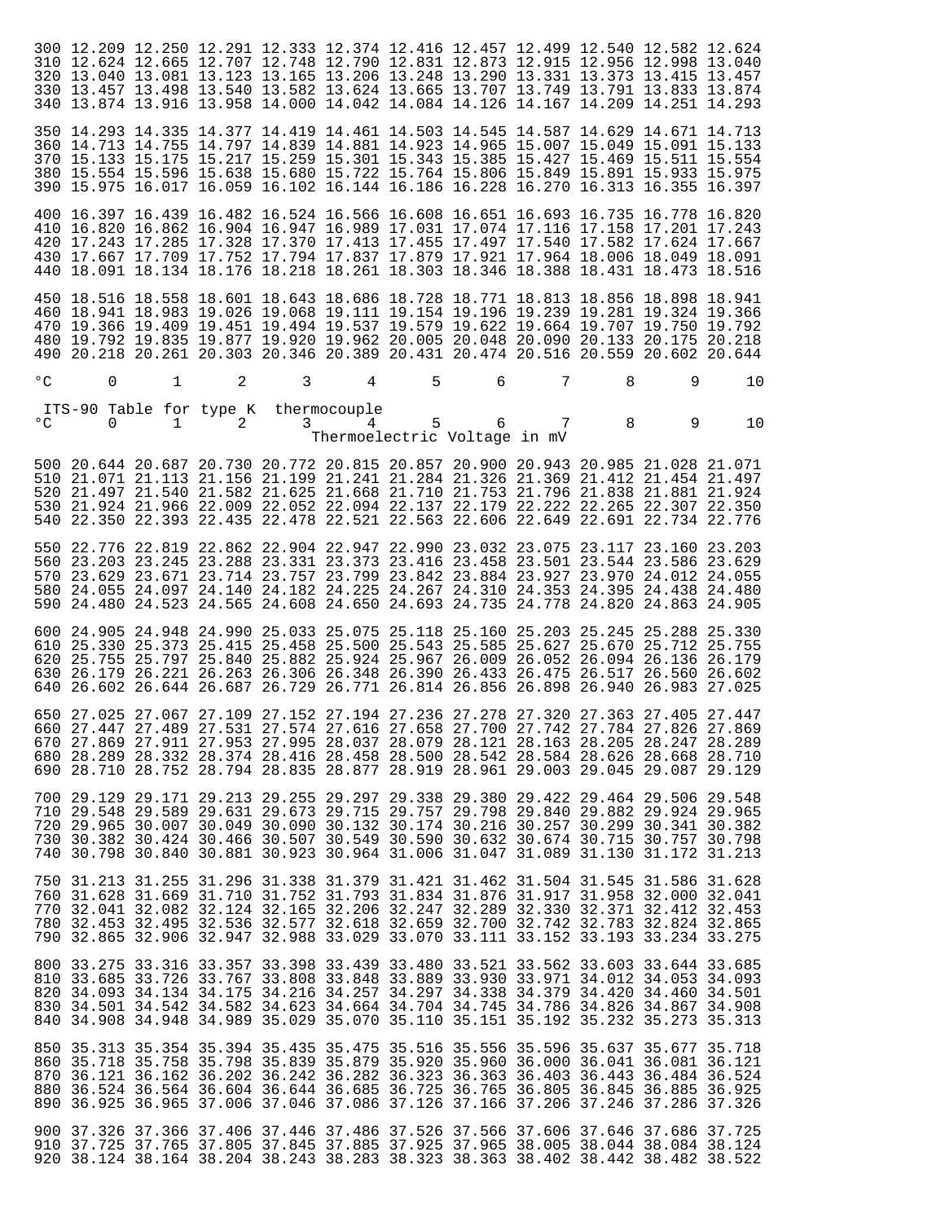| °C | 0 | 1 | 2 | 3 | 4 | 5 | 6 | 7 | 8 | 9 | 10 |
|---|---|---|---|---|---|---|---|---|---|---|---|
| 300 | 12.209 | 12.250 | 12.291 | 12.333 | 12.374 | 12.416 | 12.457 | 12.499 | 12.540 | 12.582 | 12.624 |
| 310 | 12.624 | 12.665 | 12.707 | 12.748 | 12.790 | 12.831 | 12.873 | 12.915 | 12.956 | 12.998 | 13.040 |
| 320 | 13.040 | 13.081 | 13.123 | 13.165 | 13.206 | 13.248 | 13.290 | 13.331 | 13.373 | 13.415 | 13.457 |
| 330 | 13.457 | 13.498 | 13.540 | 13.582 | 13.624 | 13.665 | 13.707 | 13.749 | 13.791 | 13.833 | 13.874 |
| 340 | 13.874 | 13.916 | 13.958 | 14.000 | 14.042 | 14.084 | 14.126 | 14.167 | 14.209 | 14.251 | 14.293 |
| 350 | 14.293 | 14.335 | 14.377 | 14.419 | 14.461 | 14.503 | 14.545 | 14.587 | 14.629 | 14.671 | 14.713 |
| 360 | 14.713 | 14.755 | 14.797 | 14.839 | 14.881 | 14.923 | 14.965 | 15.007 | 15.049 | 15.091 | 15.133 |
| 370 | 15.133 | 15.175 | 15.217 | 15.259 | 15.301 | 15.343 | 15.385 | 15.427 | 15.469 | 15.511 | 15.554 |
| 380 | 15.554 | 15.596 | 15.638 | 15.680 | 15.722 | 15.764 | 15.806 | 15.849 | 15.891 | 15.933 | 15.975 |
| 390 | 15.975 | 16.017 | 16.059 | 16.102 | 16.144 | 16.186 | 16.228 | 16.270 | 16.313 | 16.355 | 16.397 |
| 400 | 16.397 | 16.439 | 16.482 | 16.524 | 16.566 | 16.608 | 16.651 | 16.693 | 16.735 | 16.778 | 16.820 |
| 410 | 16.820 | 16.862 | 16.904 | 16.947 | 16.989 | 17.031 | 17.074 | 17.116 | 17.158 | 17.201 | 17.243 |
| 420 | 17.243 | 17.285 | 17.328 | 17.370 | 17.413 | 17.455 | 17.497 | 17.540 | 17.582 | 17.624 | 17.667 |
| 430 | 17.667 | 17.709 | 17.752 | 17.794 | 17.837 | 17.879 | 17.921 | 17.964 | 18.006 | 18.049 | 18.091 |
| 440 | 18.091 | 18.134 | 18.176 | 18.218 | 18.261 | 18.303 | 18.346 | 18.388 | 18.431 | 18.473 | 18.516 |
| 450 | 18.516 | 18.558 | 18.601 | 18.643 | 18.686 | 18.728 | 18.771 | 18.813 | 18.856 | 18.898 | 18.941 |
| 460 | 18.941 | 18.983 | 19.026 | 19.068 | 19.111 | 19.154 | 19.196 | 19.239 | 19.281 | 19.324 | 19.366 |
| 470 | 19.366 | 19.409 | 19.451 | 19.494 | 19.537 | 19.579 | 19.622 | 19.664 | 19.707 | 19.750 | 19.792 |
| 480 | 19.792 | 19.835 | 19.877 | 19.920 | 19.962 | 20.005 | 20.048 | 20.090 | 20.133 | 20.175 | 20.218 |
| 490 | 20.218 | 20.261 | 20.303 | 20.346 | 20.389 | 20.431 | 20.474 | 20.516 | 20.559 | 20.602 | 20.644 |

ITS-90 Table for type K thermocouple

Thermoelectric Voltage in mV

| °C | 0 | 1 | 2 | 3 | 4 | 5 | 6 | 7 | 8 | 9 | 10 |
|---|---|---|---|---|---|---|---|---|---|---|---|
| 500 | 20.644 | 20.687 | 20.730 | 20.772 | 20.815 | 20.857 | 20.900 | 20.943 | 20.985 | 21.028 | 21.071 |
| 510 | 21.071 | 21.113 | 21.156 | 21.199 | 21.241 | 21.284 | 21.326 | 21.369 | 21.412 | 21.454 | 21.497 |
| 520 | 21.497 | 21.540 | 21.582 | 21.625 | 21.668 | 21.710 | 21.753 | 21.796 | 21.838 | 21.881 | 21.924 |
| 530 | 21.924 | 21.966 | 22.009 | 22.052 | 22.094 | 22.137 | 22.179 | 22.222 | 22.265 | 22.307 | 22.350 |
| 540 | 22.350 | 22.393 | 22.435 | 22.478 | 22.521 | 22.563 | 22.606 | 22.649 | 22.691 | 22.734 | 22.776 |
| 550 | 22.776 | 22.819 | 22.862 | 22.904 | 22.947 | 22.990 | 23.032 | 23.075 | 23.117 | 23.160 | 23.203 |
| 560 | 23.203 | 23.245 | 23.288 | 23.331 | 23.373 | 23.416 | 23.458 | 23.501 | 23.544 | 23.586 | 23.629 |
| 570 | 23.629 | 23.671 | 23.714 | 23.757 | 23.799 | 23.842 | 23.884 | 23.927 | 23.970 | 24.012 | 24.055 |
| 580 | 24.055 | 24.097 | 24.140 | 24.182 | 24.225 | 24.267 | 24.310 | 24.353 | 24.395 | 24.438 | 24.480 |
| 590 | 24.480 | 24.523 | 24.565 | 24.608 | 24.650 | 24.693 | 24.735 | 24.778 | 24.820 | 24.863 | 24.905 |
| 600 | 24.905 | 24.948 | 24.990 | 25.033 | 25.075 | 25.118 | 25.160 | 25.203 | 25.245 | 25.288 | 25.330 |
| 610 | 25.330 | 25.373 | 25.415 | 25.458 | 25.500 | 25.543 | 25.585 | 25.627 | 25.670 | 25.712 | 25.755 |
| 620 | 25.755 | 25.797 | 25.840 | 25.882 | 25.924 | 25.967 | 26.009 | 26.052 | 26.094 | 26.136 | 26.179 |
| 630 | 26.179 | 26.221 | 26.263 | 26.306 | 26.348 | 26.390 | 26.433 | 26.475 | 26.517 | 26.560 | 26.602 |
| 640 | 26.602 | 26.644 | 26.687 | 26.729 | 26.771 | 26.814 | 26.856 | 26.898 | 26.940 | 26.983 | 27.025 |
| 650 | 27.025 | 27.067 | 27.109 | 27.152 | 27.194 | 27.236 | 27.278 | 27.320 | 27.363 | 27.405 | 27.447 |
| 660 | 27.447 | 27.489 | 27.531 | 27.574 | 27.616 | 27.658 | 27.700 | 27.742 | 27.784 | 27.826 | 27.869 |
| 670 | 27.869 | 27.911 | 27.953 | 27.995 | 28.037 | 28.079 | 28.121 | 28.163 | 28.205 | 28.247 | 28.289 |
| 680 | 28.289 | 28.332 | 28.374 | 28.416 | 28.458 | 28.500 | 28.542 | 28.584 | 28.626 | 28.668 | 28.710 |
| 690 | 28.710 | 28.752 | 28.794 | 28.835 | 28.877 | 28.919 | 28.961 | 29.003 | 29.045 | 29.087 | 29.129 |
| 700 | 29.129 | 29.171 | 29.213 | 29.255 | 29.297 | 29.338 | 29.380 | 29.422 | 29.464 | 29.506 | 29.548 |
| 710 | 29.548 | 29.589 | 29.631 | 29.673 | 29.715 | 29.757 | 29.798 | 29.840 | 29.882 | 29.924 | 29.965 |
| 720 | 29.965 | 30.007 | 30.049 | 30.090 | 30.132 | 30.174 | 30.216 | 30.257 | 30.299 | 30.341 | 30.382 |
| 730 | 30.382 | 30.424 | 30.466 | 30.507 | 30.549 | 30.590 | 30.632 | 30.674 | 30.715 | 30.757 | 30.798 |
| 740 | 30.798 | 30.840 | 30.881 | 30.923 | 30.964 | 31.006 | 31.047 | 31.089 | 31.130 | 31.172 | 31.213 |
| 750 | 31.213 | 31.255 | 31.296 | 31.338 | 31.379 | 31.421 | 31.462 | 31.504 | 31.545 | 31.586 | 31.628 |
| 760 | 31.628 | 31.669 | 31.710 | 31.752 | 31.793 | 31.834 | 31.876 | 31.917 | 31.958 | 32.000 | 32.041 |
| 770 | 32.041 | 32.082 | 32.124 | 32.165 | 32.206 | 32.247 | 32.289 | 32.330 | 32.371 | 32.412 | 32.453 |
| 780 | 32.453 | 32.495 | 32.536 | 32.577 | 32.618 | 32.659 | 32.700 | 32.742 | 32.783 | 32.824 | 32.865 |
| 790 | 32.865 | 32.906 | 32.947 | 32.988 | 33.029 | 33.070 | 33.111 | 33.152 | 33.193 | 33.234 | 33.275 |
| 800 | 33.275 | 33.316 | 33.357 | 33.398 | 33.439 | 33.480 | 33.521 | 33.562 | 33.603 | 33.644 | 33.685 |
| 810 | 33.685 | 33.726 | 33.767 | 33.808 | 33.848 | 33.889 | 33.930 | 33.971 | 34.012 | 34.053 | 34.093 |
| 820 | 34.093 | 34.134 | 34.175 | 34.216 | 34.257 | 34.297 | 34.338 | 34.379 | 34.420 | 34.460 | 34.501 |
| 830 | 34.501 | 34.542 | 34.582 | 34.623 | 34.664 | 34.704 | 34.745 | 34.786 | 34.826 | 34.867 | 34.908 |
| 840 | 34.908 | 34.948 | 34.989 | 35.029 | 35.070 | 35.110 | 35.151 | 35.192 | 35.232 | 35.273 | 35.313 |
| 850 | 35.313 | 35.354 | 35.394 | 35.435 | 35.475 | 35.516 | 35.556 | 35.596 | 35.637 | 35.677 | 35.718 |
| 860 | 35.718 | 35.758 | 35.798 | 35.839 | 35.879 | 35.920 | 35.960 | 36.000 | 36.041 | 36.081 | 36.121 |
| 870 | 36.121 | 36.162 | 36.202 | 36.242 | 36.282 | 36.323 | 36.363 | 36.403 | 36.443 | 36.484 | 36.524 |
| 880 | 36.524 | 36.564 | 36.604 | 36.644 | 36.685 | 36.725 | 36.765 | 36.805 | 36.845 | 36.885 | 36.925 |
| 890 | 36.925 | 36.965 | 37.006 | 37.046 | 37.086 | 37.126 | 37.166 | 37.206 | 37.246 | 37.286 | 37.326 |
| 900 | 37.326 | 37.366 | 37.406 | 37.446 | 37.486 | 37.526 | 37.566 | 37.606 | 37.646 | 37.686 | 37.725 |
| 910 | 37.725 | 37.765 | 37.805 | 37.845 | 37.885 | 37.925 | 37.965 | 38.005 | 38.044 | 38.084 | 38.124 |
| 920 | 38.124 | 38.164 | 38.204 | 38.243 | 38.283 | 38.323 | 38.363 | 38.402 | 38.442 | 38.482 | 38.522 |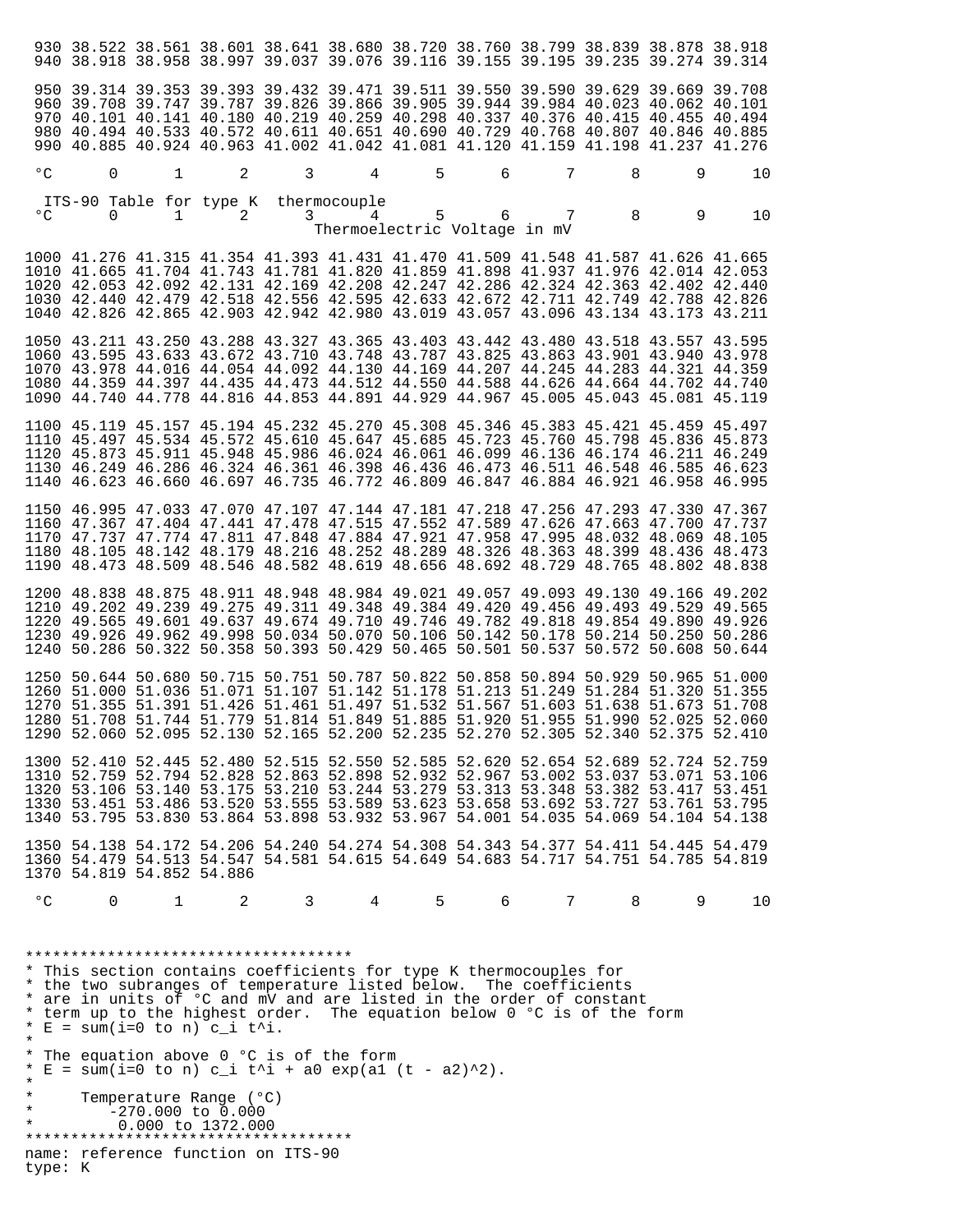| °C | 0 | 1 | 2 | 3 | 4 | 5 | 6 | 7 | 8 | 9 | 10 |
|---|---|---|---|---|---|---|---|---|---|---|---|
| 930 | 38.522 | 38.561 | 38.601 | 38.641 | 38.680 | 38.720 | 38.760 | 38.799 | 38.839 | 38.878 | 38.918 |
| 940 | 38.918 | 38.958 | 38.997 | 39.037 | 39.076 | 39.116 | 39.155 | 39.195 | 39.235 | 39.274 | 39.314 |
| 950 | 39.314 | 39.353 | 39.393 | 39.432 | 39.471 | 39.511 | 39.550 | 39.590 | 39.629 | 39.669 | 39.708 |
| 960 | 39.708 | 39.747 | 39.787 | 39.826 | 39.866 | 39.905 | 39.944 | 39.984 | 40.023 | 40.062 | 40.101 |
| 970 | 40.101 | 40.141 | 40.180 | 40.219 | 40.259 | 40.298 | 40.337 | 40.376 | 40.415 | 40.455 | 40.494 |
| 980 | 40.494 | 40.533 | 40.572 | 40.611 | 40.651 | 40.690 | 40.729 | 40.768 | 40.807 | 40.846 | 40.885 |
| 990 | 40.885 | 40.924 | 40.963 | 41.002 | 41.042 | 41.081 | 41.120 | 41.159 | 41.198 | 41.237 | 41.276 |

ITS-90 Table for type K thermocouple

Thermoelectric Voltage in mV

| °C | 0 | 1 | 2 | 3 | 4 | 5 | 6 | 7 | 8 | 9 | 10 |
|---|---|---|---|---|---|---|---|---|---|---|---|
| 1000 | 41.276 | 41.315 | 41.354 | 41.393 | 41.431 | 41.470 | 41.509 | 41.548 | 41.587 | 41.626 | 41.665 |
| 1010 | 41.665 | 41.704 | 41.743 | 41.781 | 41.820 | 41.859 | 41.898 | 41.937 | 41.976 | 42.014 | 42.053 |
| 1020 | 42.053 | 42.092 | 42.131 | 42.169 | 42.208 | 42.247 | 42.286 | 42.324 | 42.363 | 42.402 | 42.440 |
| 1030 | 42.440 | 42.479 | 42.518 | 42.556 | 42.595 | 42.633 | 42.672 | 42.711 | 42.749 | 42.788 | 42.826 |
| 1040 | 42.826 | 42.865 | 42.903 | 42.942 | 42.980 | 43.019 | 43.057 | 43.096 | 43.134 | 43.173 | 43.211 |
| 1050 | 43.211 | 43.250 | 43.288 | 43.327 | 43.365 | 43.403 | 43.442 | 43.480 | 43.518 | 43.557 | 43.595 |
| 1060 | 43.595 | 43.633 | 43.672 | 43.710 | 43.748 | 43.787 | 43.825 | 43.863 | 43.901 | 43.940 | 43.978 |
| 1070 | 43.978 | 44.016 | 44.054 | 44.092 | 44.130 | 44.169 | 44.207 | 44.245 | 44.283 | 44.321 | 44.359 |
| 1080 | 44.359 | 44.397 | 44.435 | 44.473 | 44.512 | 44.550 | 44.588 | 44.626 | 44.664 | 44.702 | 44.740 |
| 1090 | 44.740 | 44.778 | 44.816 | 44.853 | 44.891 | 44.929 | 44.967 | 45.005 | 45.043 | 45.081 | 45.119 |
| 1100 | 45.119 | 45.157 | 45.194 | 45.232 | 45.270 | 45.308 | 45.346 | 45.383 | 45.421 | 45.459 | 45.497 |
| 1110 | 45.497 | 45.534 | 45.572 | 45.610 | 45.647 | 45.685 | 45.723 | 45.760 | 45.798 | 45.836 | 45.873 |
| 1120 | 45.873 | 45.911 | 45.948 | 45.986 | 46.024 | 46.061 | 46.099 | 46.136 | 46.174 | 46.211 | 46.249 |
| 1130 | 46.249 | 46.286 | 46.324 | 46.361 | 46.398 | 46.436 | 46.473 | 46.511 | 46.548 | 46.585 | 46.623 |
| 1140 | 46.623 | 46.660 | 46.697 | 46.735 | 46.772 | 46.809 | 46.847 | 46.884 | 46.921 | 46.958 | 46.995 |
| 1150 | 46.995 | 47.033 | 47.070 | 47.107 | 47.144 | 47.181 | 47.218 | 47.256 | 47.293 | 47.330 | 47.367 |
| 1160 | 47.367 | 47.404 | 47.441 | 47.478 | 47.515 | 47.552 | 47.589 | 47.626 | 47.663 | 47.700 | 47.737 |
| 1170 | 47.737 | 47.774 | 47.811 | 47.848 | 47.884 | 47.921 | 47.958 | 47.995 | 48.032 | 48.069 | 48.105 |
| 1180 | 48.105 | 48.142 | 48.179 | 48.216 | 48.252 | 48.289 | 48.326 | 48.363 | 48.399 | 48.436 | 48.473 |
| 1190 | 48.473 | 48.509 | 48.546 | 48.582 | 48.619 | 48.656 | 48.692 | 48.729 | 48.765 | 48.802 | 48.838 |
| 1200 | 48.838 | 48.875 | 48.911 | 48.948 | 48.984 | 49.021 | 49.057 | 49.093 | 49.130 | 49.166 | 49.202 |
| 1210 | 49.202 | 49.239 | 49.275 | 49.311 | 49.348 | 49.384 | 49.420 | 49.456 | 49.493 | 49.529 | 49.565 |
| 1220 | 49.565 | 49.601 | 49.637 | 49.674 | 49.710 | 49.746 | 49.782 | 49.818 | 49.854 | 49.890 | 49.926 |
| 1230 | 49.926 | 49.962 | 49.998 | 50.034 | 50.070 | 50.106 | 50.142 | 50.178 | 50.214 | 50.250 | 50.286 |
| 1240 | 50.286 | 50.322 | 50.358 | 50.393 | 50.429 | 50.465 | 50.501 | 50.537 | 50.572 | 50.608 | 50.644 |
| 1250 | 50.644 | 50.680 | 50.715 | 50.751 | 50.787 | 50.822 | 50.858 | 50.894 | 50.929 | 50.965 | 51.000 |
| 1260 | 51.000 | 51.036 | 51.071 | 51.107 | 51.142 | 51.178 | 51.213 | 51.249 | 51.284 | 51.320 | 51.355 |
| 1270 | 51.355 | 51.391 | 51.426 | 51.461 | 51.497 | 51.532 | 51.567 | 51.603 | 51.638 | 51.673 | 51.708 |
| 1280 | 51.708 | 51.744 | 51.779 | 51.814 | 51.849 | 51.885 | 51.920 | 51.955 | 51.990 | 52.025 | 52.060 |
| 1290 | 52.060 | 52.095 | 52.130 | 52.165 | 52.200 | 52.235 | 52.270 | 52.305 | 52.340 | 52.375 | 52.410 |
| 1300 | 52.410 | 52.445 | 52.480 | 52.515 | 52.550 | 52.585 | 52.620 | 52.654 | 52.689 | 52.724 | 52.759 |
| 1310 | 52.759 | 52.794 | 52.828 | 52.863 | 52.898 | 52.932 | 52.967 | 53.002 | 53.037 | 53.071 | 53.106 |
| 1320 | 53.106 | 53.140 | 53.175 | 53.210 | 53.244 | 53.279 | 53.313 | 53.348 | 53.382 | 53.417 | 53.451 |
| 1330 | 53.451 | 53.486 | 53.520 | 53.555 | 53.589 | 53.623 | 53.658 | 53.692 | 53.727 | 53.761 | 53.795 |
| 1340 | 53.795 | 53.830 | 53.864 | 53.898 | 53.932 | 53.967 | 54.001 | 54.035 | 54.069 | 54.104 | 54.138 |
| 1350 | 54.138 | 54.172 | 54.206 | 54.240 | 54.274 | 54.308 | 54.343 | 54.377 | 54.411 | 54.445 | 54.479 |
| 1360 | 54.479 | 54.513 | 54.547 | 54.581 | 54.615 | 54.649 | 54.683 | 54.717 | 54.751 | 54.785 | 54.819 |
| 1370 | 54.819 | 54.852 | 54.886 | | | | | | | | |
| °C | 0 | 1 | 2 | 3 | 4 | 5 | 6 | 7 | 8 | 9 | 10 |

```
************************************
* This section contains coefficients for type K thermocouples for
* the two subranges of temperature listed below.  The coefficients
* are in units of °C and mV and are listed in the order of constant
* term up to the highest order.  The equation below 0 °C is of the form
* E = sum(i=0 to n) c_i t^i.
*
* The equation above 0 °C is of the form
* E = sum(i=0 to n) c_i t^i + a0 exp(a1 (t - a2)^2).
*
*     Temperature Range (°C)
*        -270.000 to 0.000
*         0.000 to 1372.000
************************************
name: reference function on ITS-90
type: K
```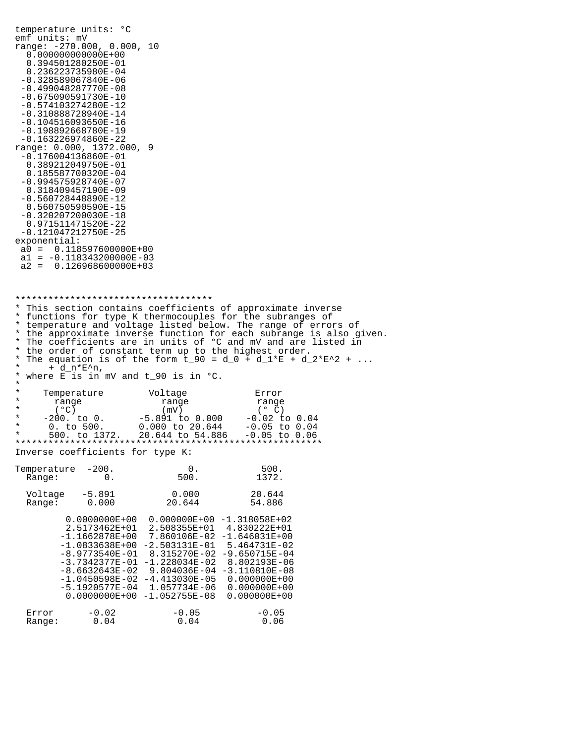temperature units: °C
emf units: mV
range: -270.000, 0.000, 10
 0.000000000000E+00
 0.394501280250E-01
 0.236223735980E-04
-0.328589067840E-06
-0.499048287770E-08
-0.675090591730E-10
-0.574103274280E-12
-0.310888728940E-14
-0.104516093650E-16
-0.198892668780E-19
-0.163226974860E-22
range: 0.000, 1372.000, 9
-0.176004136860E-01
 0.389212049750E-01
 0.185587700320E-04
-0.994575928740E-07
 0.318409457190E-09
-0.560728448890E-12
 0.560750590590E-15
-0.320207200030E-18
 0.971511471520E-22
-0.121047212750E-25
exponential:
a0 =  0.118597600000E+00
a1 = -0.118343200000E-03
a2 =  0.126968600000E+03

```
************************************
* This section contains coefficients of approximate inverse
* functions for type K thermocouples for the subranges of
* temperature and voltage listed below. The range of errors of
* the approximate inverse function for each subrange is also given.
* The coefficients are in units of °C and mV and are listed in
* the order of constant term up to the highest order.
* The equation is of the form t_90 = d_0 + d_1*E + d_2*E^2 + ...
*     + d_n*E^n,
* where E is in mV and t_90 is in °C.
*
*    Temperature        Voltage            Error
*      range              range             range
*      (°C)               (mV)              (° C)
*    -200. to 0.      -5.891 to 0.000    -0.02 to 0.04
*     0. to 500.      0.000 to 20.644    -0.05 to 0.04
*     500. to 1372.   20.644 to 54.886   -0.05 to 0.06
*****************************************************
```

Inverse coefficients for type K:

| | | | |
|---|---|---|---|
| Temperature Range: | -200. 0. | 0. 500. | 500. 1372. |
| Voltage Range: | -5.891 0.000 | 0.000 20.644 | 20.644 54.886 |
| | 0.0000000E+00 | 0.000000E+00 | -1.318058E+02 |
| | 2.5173462E+01 | 2.508355E+01 | 4.830222E+01 |
| | -1.1662878E+00 | 7.860106E-02 | -1.646031E+00 |
| | -1.0833638E+00 | -2.503131E-01 | 5.464731E-02 |
| | -8.9773540E-01 | 8.315270E-02 | -9.650715E-04 |
| | -3.7342377E-01 | -1.228034E-02 | 8.802193E-06 |
| | -8.6632643E-02 | 9.804036E-04 | -3.110810E-08 |
| | -1.0450598E-02 | -4.413030E-05 | 0.000000E+00 |
| | -5.1920577E-04 | 1.057734E-06 | 0.000000E+00 |
| | 0.0000000E+00 | -1.052755E-08 | 0.000000E+00 |
| Error Range: | -0.02 0.04 | -0.05 0.04 | -0.05 0.06 |